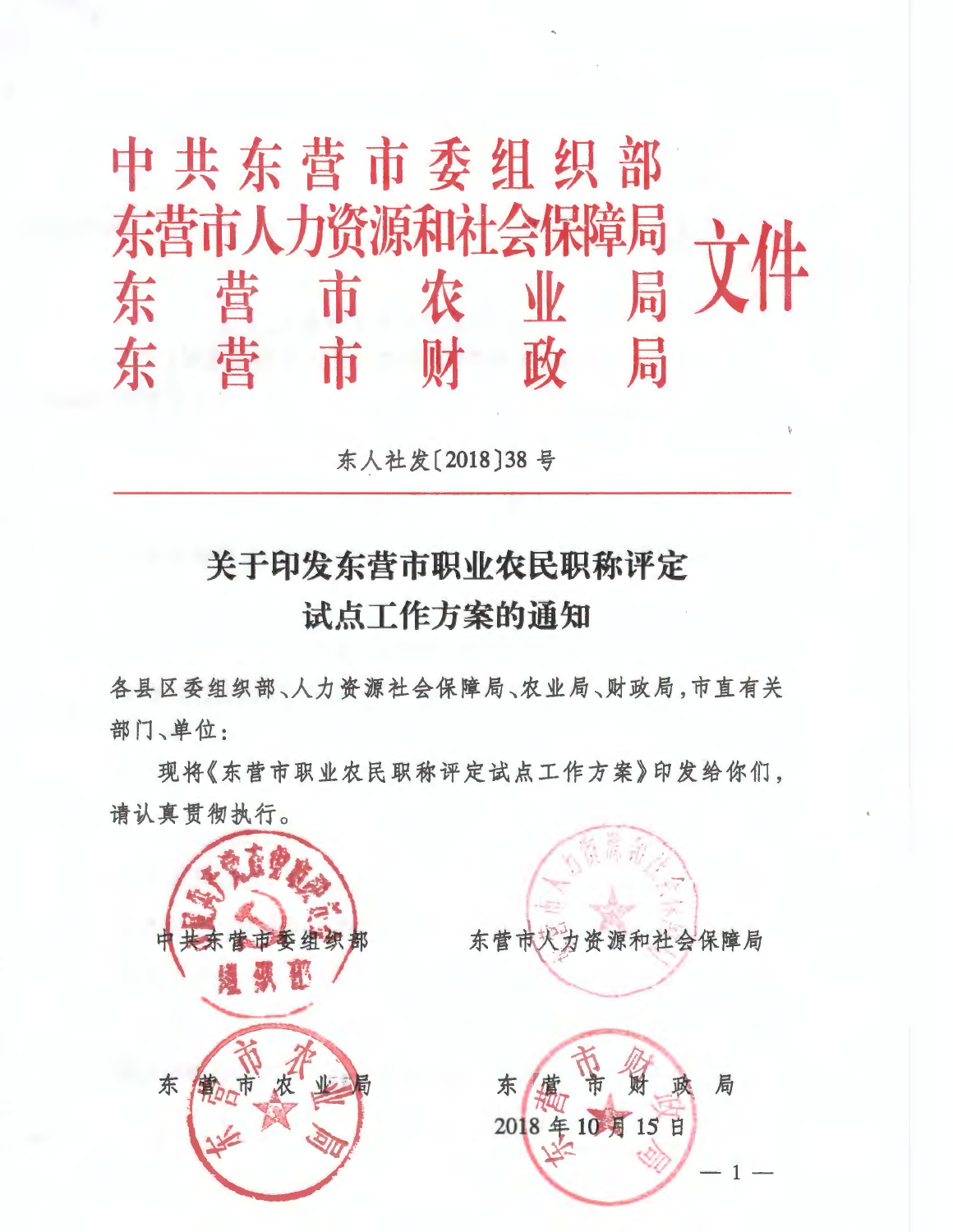# 中共东营市委组织部
# 东营市人力资源和社会保障局
# 东营市农业局
# 东营市财政局
# 文件

东人社发〔2018〕38 号

## 关于印发东营市职业农民职称评定试点工作方案的通知

各县区委组织部、人力资源社会保障局、农业局、财政局，市直有关部门、单位：

现将《东营市职业农民职称评定试点工作方案》印发给你们，请认真贯彻执行。

中共东营市委组织部　　　　东营市人力资源和社会保障局

东营市农业局　　　　东营市财政局

2018 年 10 月 15 日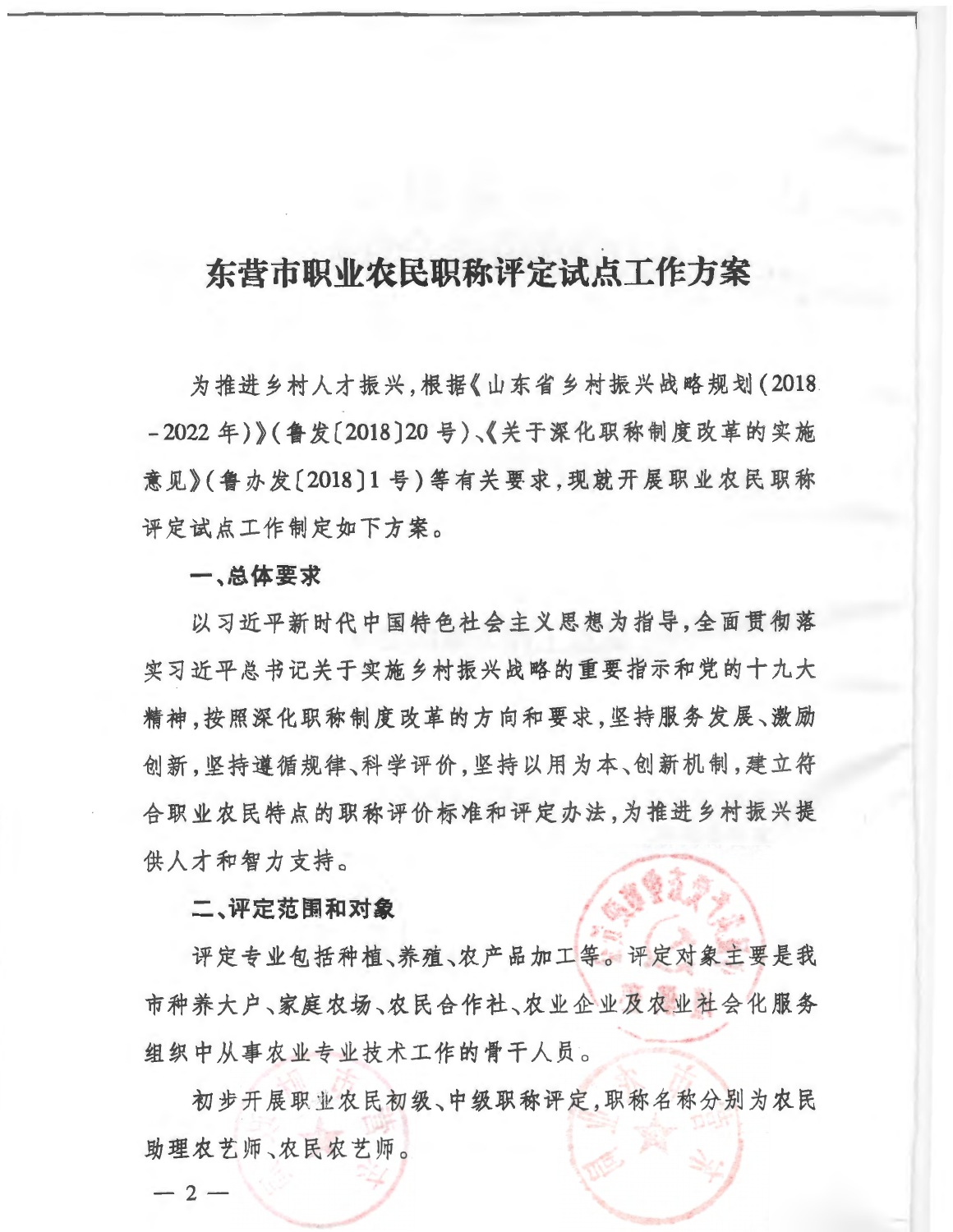# 东营市职业农民职称评定试点工作方案

为推进乡村人才振兴,根据《山东省乡村振兴战略规划(2018-2022年)》(鲁发〔2018〕20号)、《关于深化职称制度改革的实施意见》(鲁办发〔2018〕1号)等有关要求,现就开展职业农民职称评定试点工作制定如下方案。

**一、总体要求**

以习近平新时代中国特色社会主义思想为指导,全面贯彻落实习近平总书记关于实施乡村振兴战略的重要指示和党的十九大精神,按照深化职称制度改革的方向和要求,坚持服务发展、激励创新,坚持遵循规律、科学评价,坚持以用为本、创新机制,建立符合职业农民特点的职称评价标准和评定办法,为推进乡村振兴提供人才和智力支持。

**二、评定范围和对象**

评定专业包括种植、养殖、农产品加工等。评定对象主要是我市种养大户、家庭农场、农民合作社、农业企业及农业社会化服务组织中从事农业专业技术工作的骨干人员。

初步开展职业农民初级、中级职称评定,职称名称分别为农民助理农艺师、农民农艺师。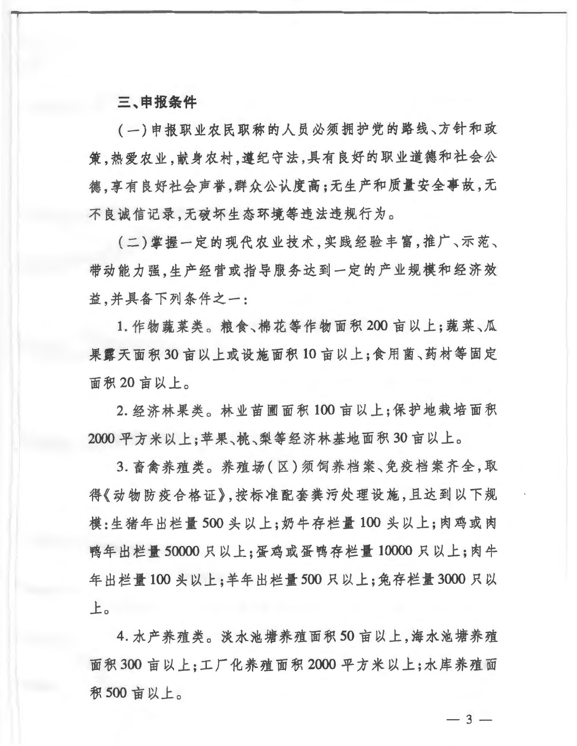**三、申报条件**

（一）申报职业农民职称的人员必须拥护党的路线、方针和政策，热爱农业，献身农村，遵纪守法，具有良好的职业道德和社会公德，享有良好社会声誉，群众公认度高；无生产和质量安全事故，无不良诚信记录，无破坏生态环境等违法违规行为。

（二）掌握一定的现代农业技术，实践经验丰富，推广、示范、带动能力强，生产经营或指导服务达到一定的产业规模和经济效益，并具备下列条件之一：

1. 作物蔬菜类。粮食、棉花等作物面积200亩以上；蔬菜、瓜果露天面积30亩以上或设施面积10亩以上；食用菌、药材等固定面积20亩以上。

2. 经济林果类。林业苗圃面积100亩以上；保护地栽培面积2000平方米以上；苹果、桃、梨等经济林基地面积30亩以上。

3. 畜禽养殖类。养殖场（区）须饲养档案、免疫档案齐全，取得《动物防疫合格证》，按标准配套粪污处理设施，且达到以下规模：生猪年出栏量500头以上；奶牛存栏量100头以上；肉鸡或肉鸭年出栏量50000只以上；蛋鸡或蛋鸭存栏量10000只以上；肉牛年出栏量100头以上；羊年出栏量500只以上；兔存栏量3000只以上。

4. 水产养殖类。淡水池塘养殖面积50亩以上，海水池塘养殖面积300亩以上；工厂化养殖面积2000平方米以上；水库养殖面积500亩以上。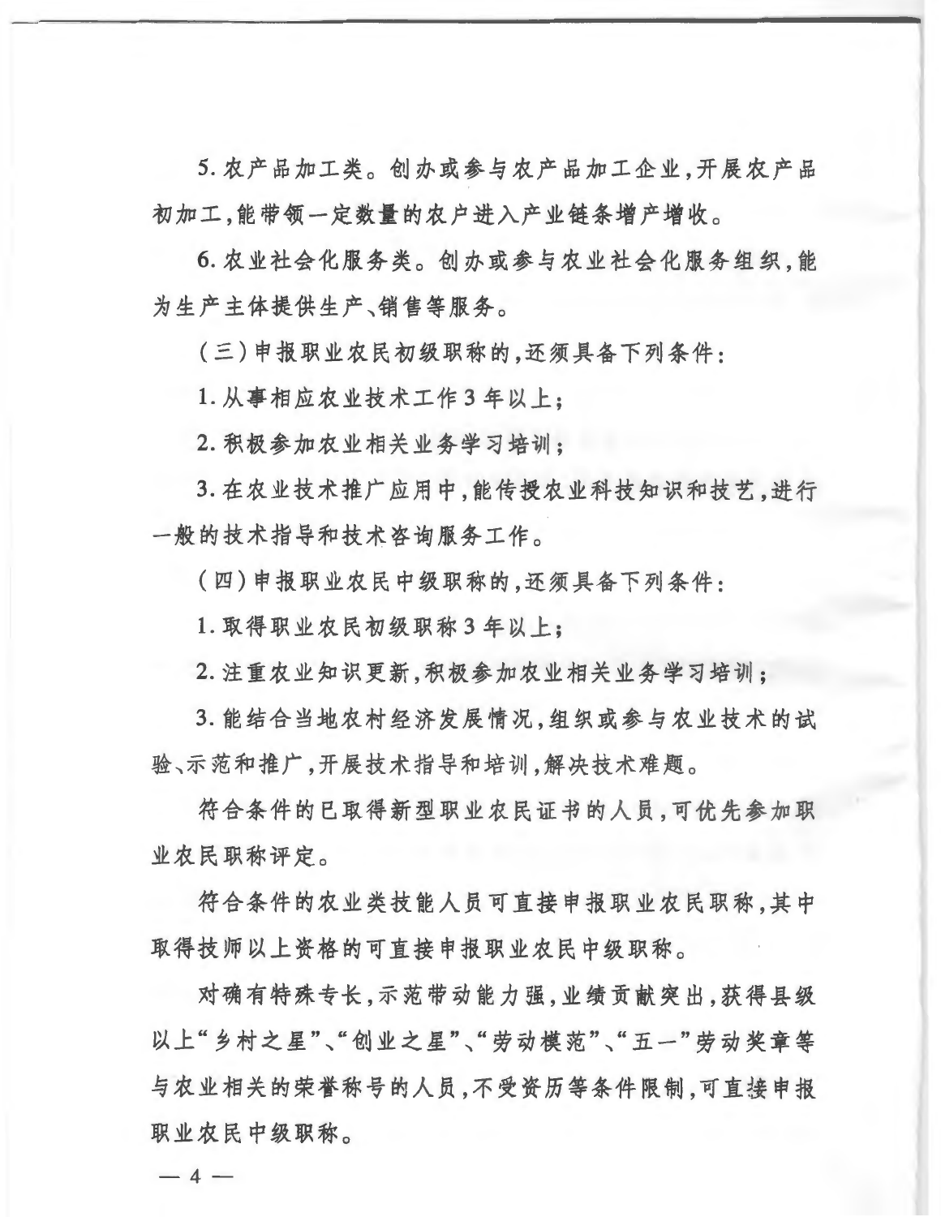5. 农产品加工类。创办或参与农产品加工企业,开展农产品初加工,能带领一定数量的农户进入产业链条增产增收。

6. 农业社会化服务类。创办或参与农业社会化服务组织,能为生产主体提供生产、销售等服务。

(三)申报职业农民初级职称的,还须具备下列条件:

1. 从事相应农业技术工作3年以上;

2. 积极参加农业相关业务学习培训;

3. 在农业技术推广应用中,能传授农业科技知识和技艺,进行一般的技术指导和技术咨询服务工作。

(四)申报职业农民中级职称的,还须具备下列条件:

1. 取得职业农民初级职称3年以上;

2. 注重农业知识更新,积极参加农业相关业务学习培训;

3. 能结合当地农村经济发展情况,组织或参与农业技术的试验、示范和推广,开展技术指导和培训,解决技术难题。

符合条件的已取得新型职业农民证书的人员,可优先参加职业农民职称评定。

符合条件的农业类技能人员可直接申报职业农民职称,其中取得技师以上资格的可直接申报职业农民中级职称。

对确有特殊专长,示范带动能力强,业绩贡献突出,获得县级以上"乡村之星"、"创业之星"、"劳动模范"、"五一"劳动奖章等与农业相关的荣誉称号的人员,不受资历等条件限制,可直接申报职业农民中级职称。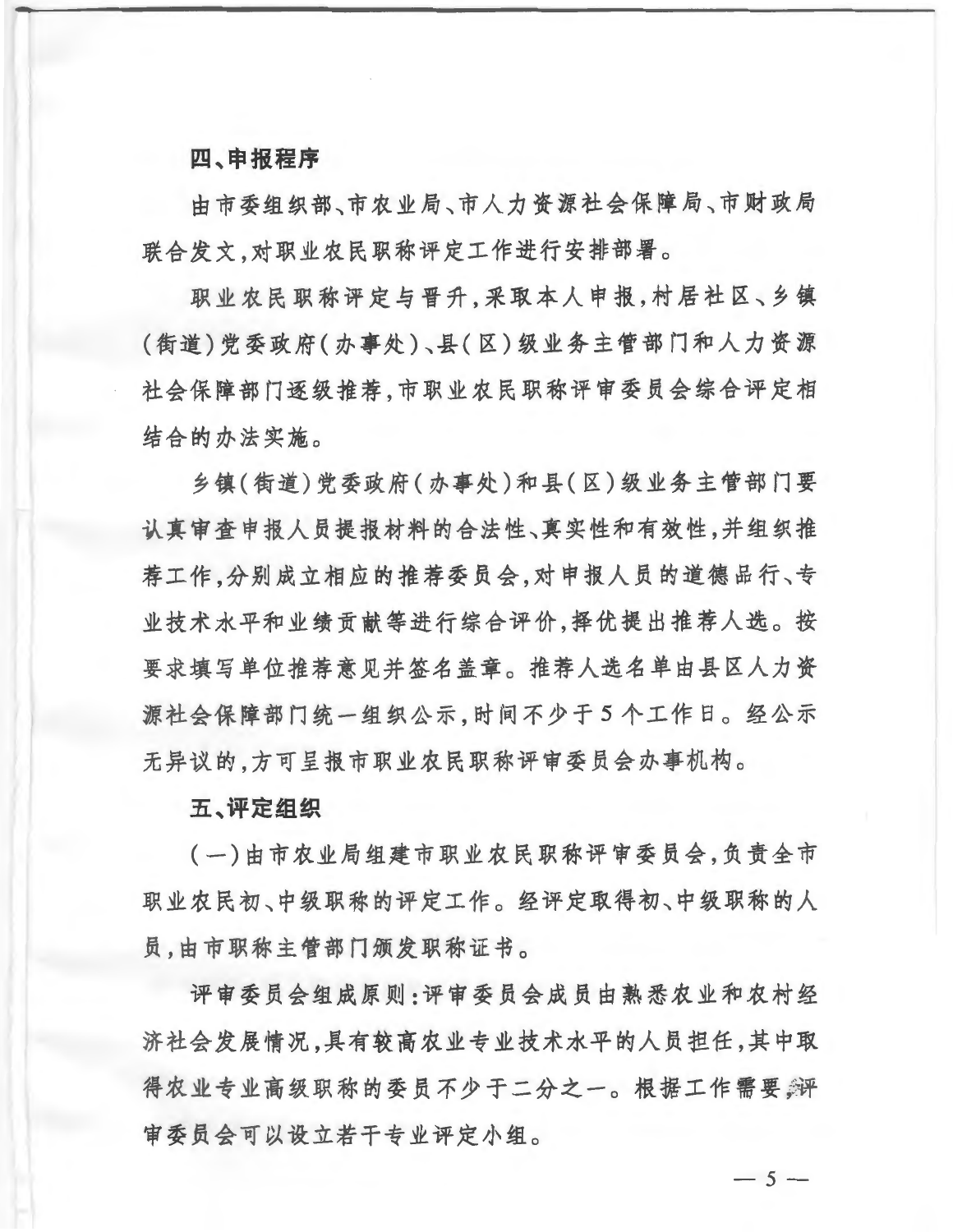**四、申报程序**

由市委组织部、市农业局、市人力资源社会保障局、市财政局联合发文，对职业农民职称评定工作进行安排部署。

职业农民职称评定与晋升，采取本人申报，村居社区、乡镇（街道）党委政府（办事处）、县（区）级业务主管部门和人力资源社会保障部门逐级推荐，市职业农民职称评审委员会综合评定相结合的办法实施。

乡镇（街道）党委政府（办事处）和县（区）级业务主管部门要认真审查申报人员提报材料的合法性、真实性和有效性，并组织推荐工作，分别成立相应的推荐委员会，对申报人员的道德品行、专业技术水平和业绩贡献等进行综合评价，择优提出推荐人选。按要求填写单位推荐意见并签名盖章。推荐人选名单由县区人力资源社会保障部门统一组织公示，时间不少于5个工作日。经公示无异议的，方可呈报市职业农民职称评审委员会办事机构。

**五、评定组织**

（一）由市农业局组建市职业农民职称评审委员会，负责全市职业农民初、中级职称的评定工作。经评定取得初、中级职称的人员，由市职称主管部门颁发职称证书。

评审委员会组成原则：评审委员会成员由熟悉农业和农村经济社会发展情况，具有较高农业专业技术水平的人员担任，其中取得农业专业高级职称的委员不少于二分之一。根据工作需要，评审委员会可以设立若干专业评定小组。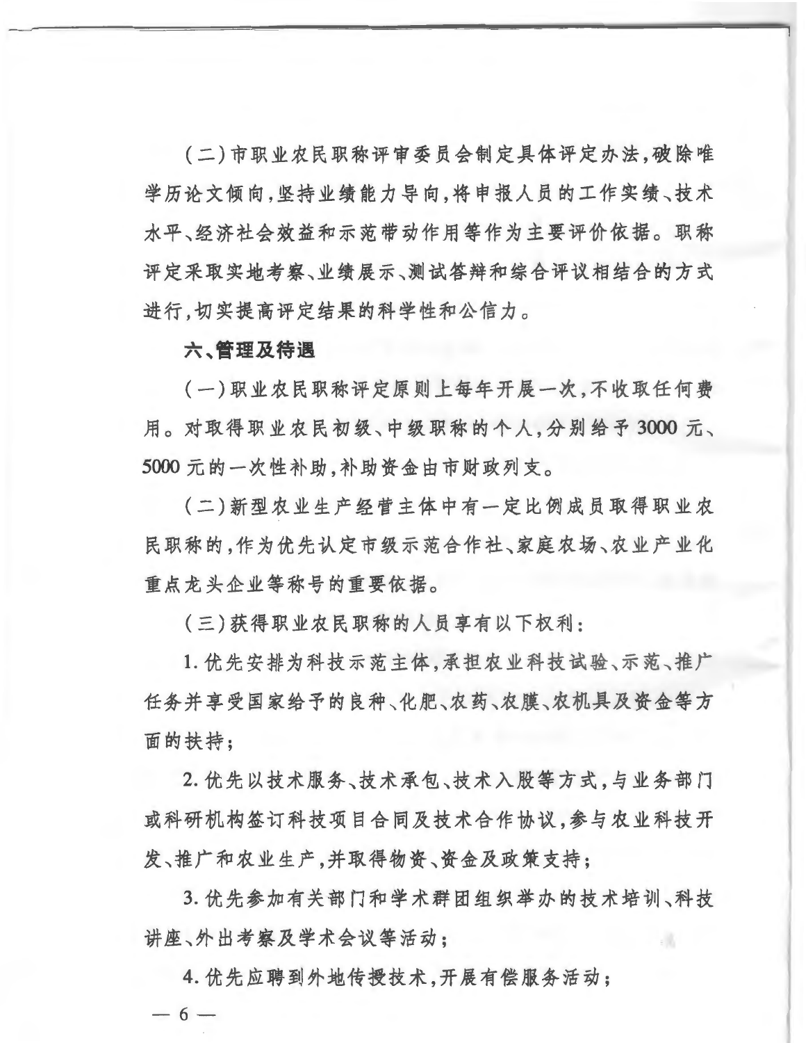(二)市职业农民职称评审委员会制定具体评定办法,破除唯学历论文倾向,坚持业绩能力导向,将申报人员的工作实绩、技术水平、经济社会效益和示范带动作用等作为主要评价依据。职称评定采取实地考察、业绩展示、测试答辩和综合评议相结合的方式进行,切实提高评定结果的科学性和公信力。

**六、管理及待遇**

(一)职业农民职称评定原则上每年开展一次,不收取任何费用。对取得职业农民初级、中级职称的个人,分别给予3000元、5000元的一次性补助,补助资金由市财政列支。

(二)新型农业生产经营主体中有一定比例成员取得职业农民职称的,作为优先认定市级示范合作社、家庭农场、农业产业化重点龙头企业等称号的重要依据。

(三)获得职业农民职称的人员享有以下权利:

1. 优先安排为科技示范主体,承担农业科技试验、示范、推广任务并享受国家给予的良种、化肥、农药、农膜、农机具及资金等方面的扶持;

2. 优先以技术服务、技术承包、技术入股等方式,与业务部门或科研机构签订科技项目合同及技术合作协议,参与农业科技开发、推广和农业生产,并取得物资、资金及政策支持;

3. 优先参加有关部门和学术群团组织举办的技术培训、科技讲座、外出考察及学术会议等活动;

4. 优先应聘到外地传授技术,开展有偿服务活动;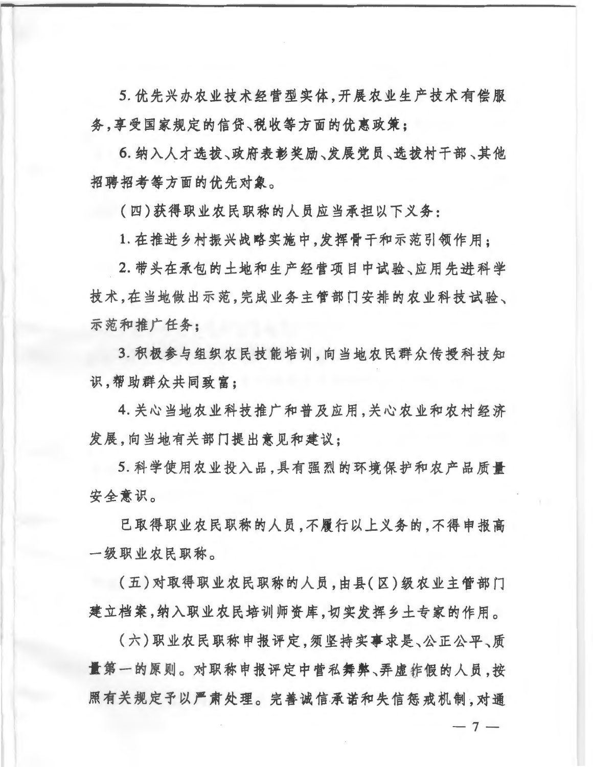5. 优先兴办农业技术经营型实体，开展农业生产技术有偿服务，享受国家规定的信贷、税收等方面的优惠政策；

6. 纳入人才选拔、政府表彰奖励、发展党员、选拔村干部、其他招聘招考等方面的优先对象。

（四）获得职业农民职称的人员应当承担以下义务：

1. 在推进乡村振兴战略实施中，发挥骨干和示范引领作用；

2. 带头在承包的土地和生产经营项目中试验、应用先进科学技术，在当地做出示范，完成业务主管部门安排的农业科技试验、示范和推广任务；

3. 积极参与组织农民技能培训，向当地农民群众传授科技知识，帮助群众共同致富；

4. 关心当地农业科技推广和普及应用，关心农业和农村经济发展，向当地有关部门提出意见和建议；

5. 科学使用农业投入品，具有强烈的环境保护和农产品质量安全意识。

已取得职业农民职称的人员，不履行以上义务的，不得申报高一级职业农民职称。

（五）对取得职业农民职称的人员，由县（区）级农业主管部门建立档案，纳入职业农民培训师资库，切实发挥乡土专家的作用。

（六）职业农民职称申报评定，须坚持实事求是、公正公平、质量第一的原则。对职称申报评定中营私舞弊、弄虚作假的人员，按照有关规定予以严肃处理。完善诚信承诺和失信惩戒机制，对通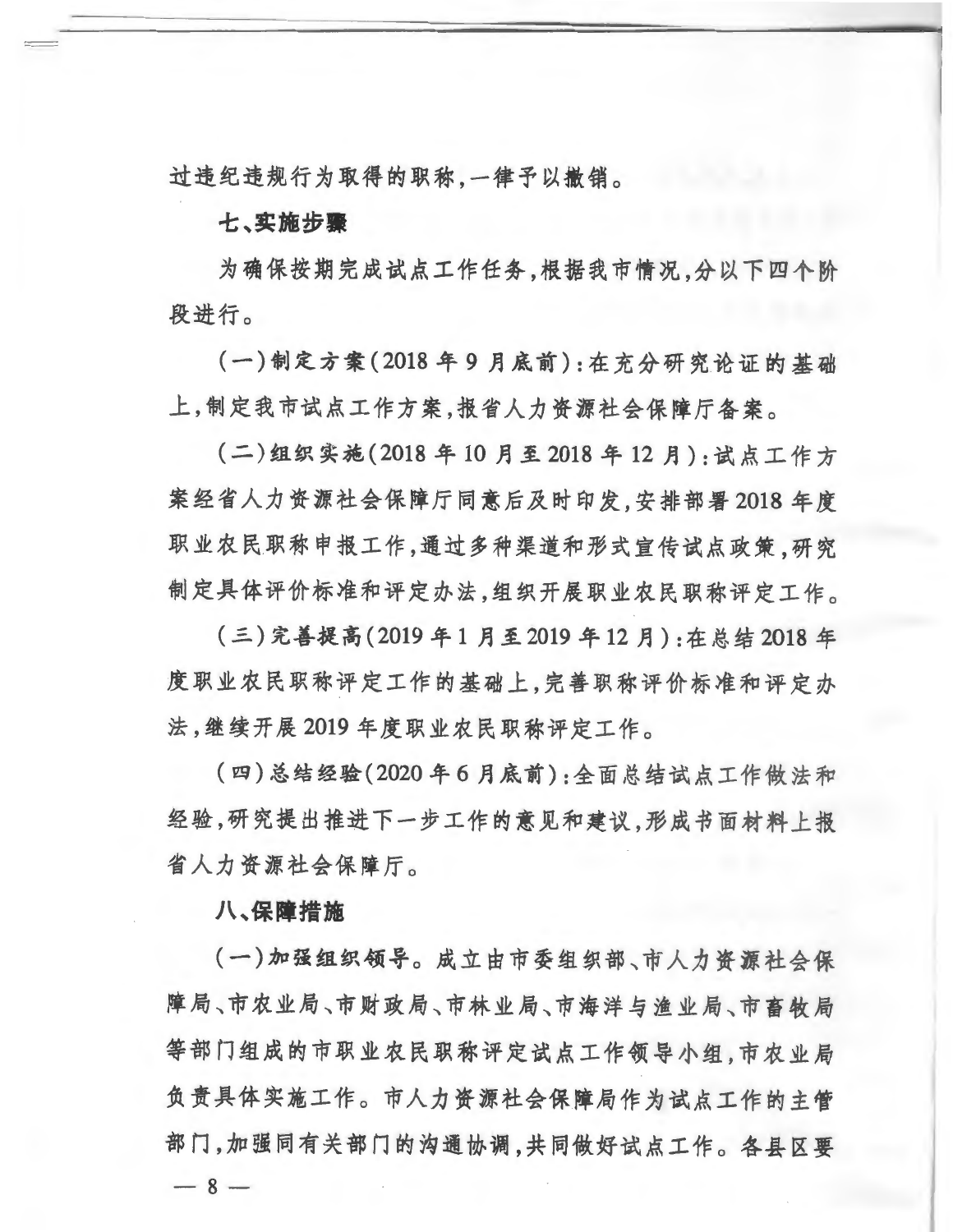过违纪违规行为取得的职称,一律予以撤销。

**七、实施步骤**

为确保按期完成试点工作任务,根据我市情况,分以下四个阶段进行。

(一)制定方案(2018 年 9 月底前):在充分研究论证的基础上,制定我市试点工作方案,报省人力资源社会保障厅备案。

(二)组织实施(2018 年 10 月至 2018 年 12 月):试点工作方案经省人力资源社会保障厅同意后及时印发,安排部署 2018 年度职业农民职称申报工作,通过多种渠道和形式宣传试点政策,研究制定具体评价标准和评定办法,组织开展职业农民职称评定工作。

(三)完善提高(2019 年 1 月至 2019 年 12 月):在总结 2018 年度职业农民职称评定工作的基础上,完善职称评价标准和评定办法,继续开展 2019 年度职业农民职称评定工作。

(四)总结经验(2020 年 6 月底前):全面总结试点工作做法和经验,研究提出推进下一步工作的意见和建议,形成书面材料上报省人力资源社会保障厅。

**八、保障措施**

**(一)加强组织领导。**成立由市委组织部、市人力资源社会保障局、市农业局、市财政局、市林业局、市海洋与渔业局、市畜牧局等部门组成的市职业农民职称评定试点工作领导小组,市农业局负责具体实施工作。市人力资源社会保障局作为试点工作的主管部门,加强同有关部门的沟通协调,共同做好试点工作。各县区要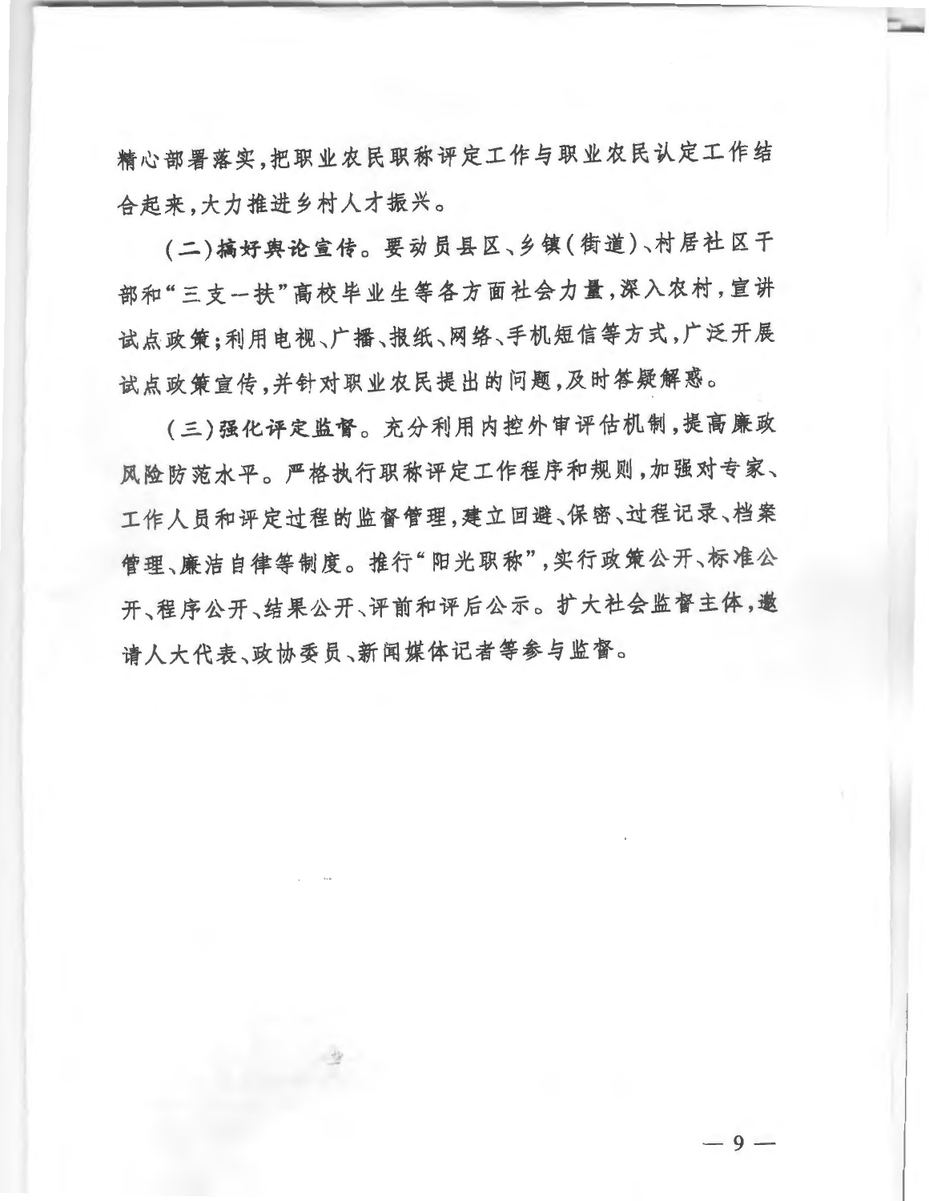精心部署落实,把职业农民职称评定工作与职业农民认定工作结合起来,大力推进乡村人才振兴。

(二)搞好舆论宣传。要动员县区、乡镇(街道)、村居社区干部和“三支一扶”高校毕业生等各方面社会力量,深入农村,宣讲试点政策;利用电视、广播、报纸、网络、手机短信等方式,广泛开展试点政策宣传,并针对职业农民提出的问题,及时答疑解惑。

(三)强化评定监督。充分利用内控外审评估机制,提高廉政风险防范水平。严格执行职称评定工作程序和规则,加强对专家、工作人员和评定过程的监督管理,建立回避、保密、过程记录、档案管理、廉洁自律等制度。推行“阳光职称”,实行政策公开、标准公开、程序公开、结果公开、评前和评后公示。扩大社会监督主体,邀请人大代表、政协委员、新闻媒体记者等参与监督。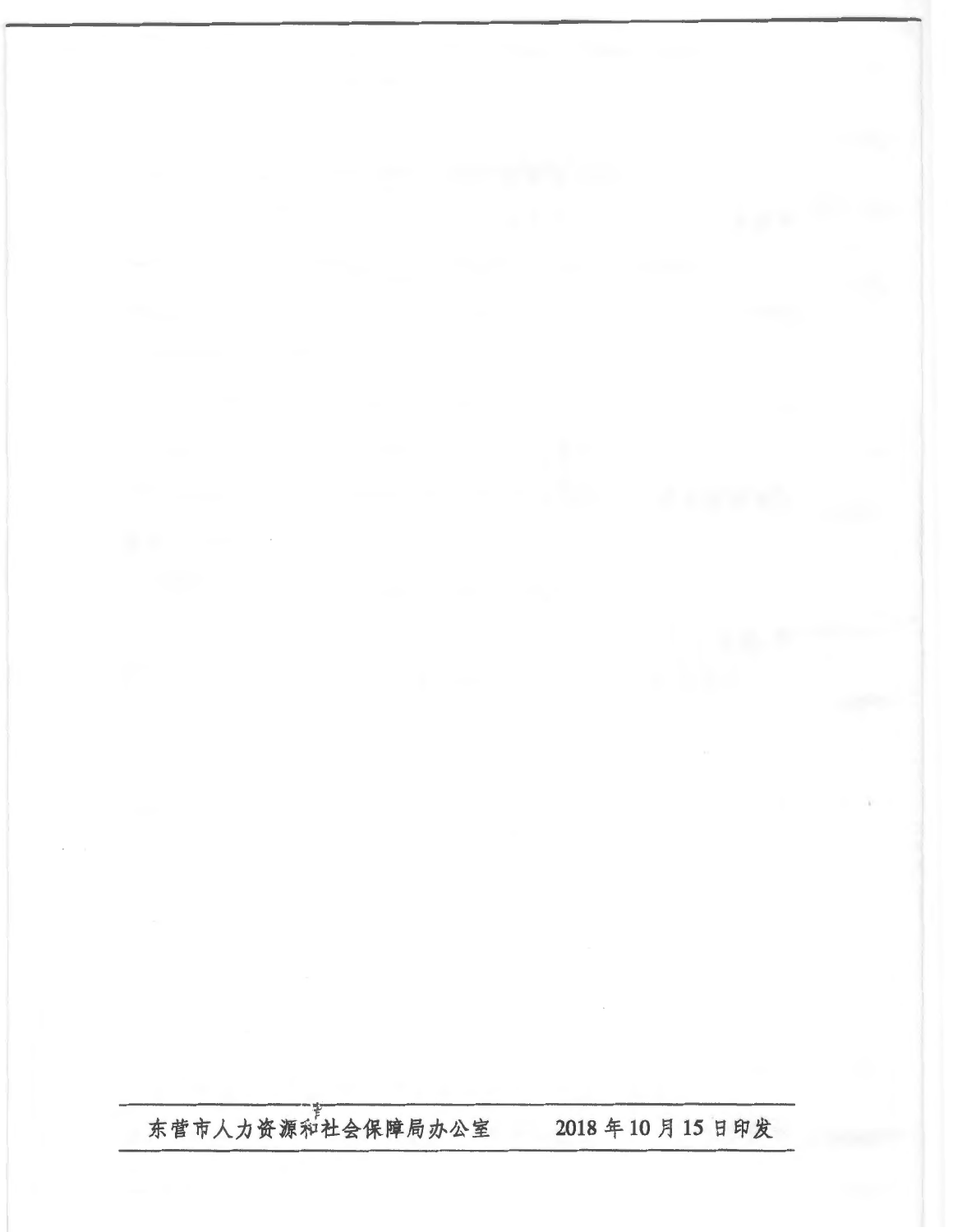东营市人力资源和社会保障局办公室　　2018 年 10 月 15 日印发